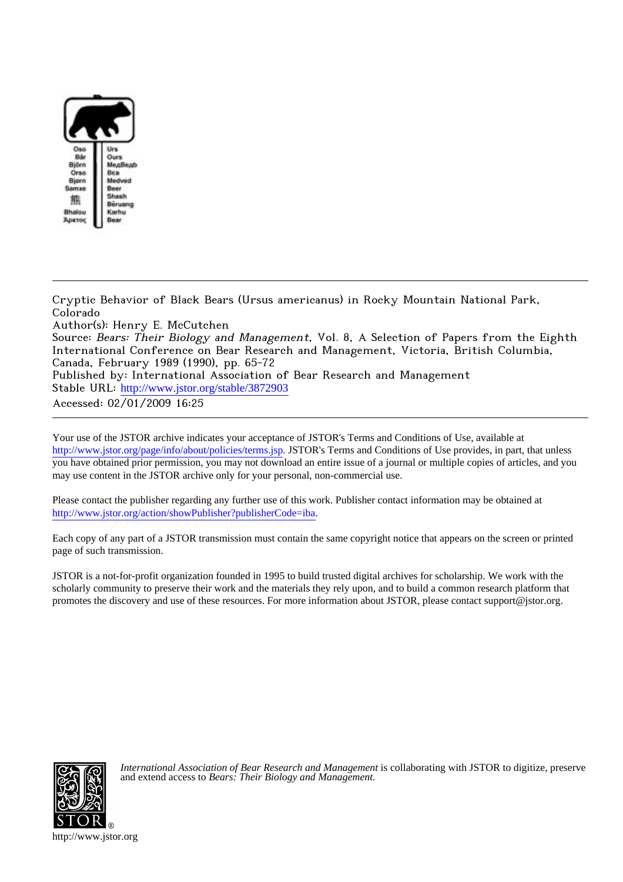Cryptic Behavior of Black Bears (Ursus americanus) in Rocky Mountain National Park, Colorado

Author(s): Henry E. McCutchen

Source: *Bears: Their Biology and Management*, Vol. 8, A Selection of Papers from the Eighth International Conference on Bear Research and Management, Victoria, British Columbia, Canada, February 1989 (1990), pp. 65-72

Published by: International Association of Bear Research and Management

Stable URL: http://www.jstor.org/stable/3872903

Accessed: 02/01/2009 16:25

---

Your use of the JSTOR archive indicates your acceptance of JSTOR's Terms and Conditions of Use, available at http://www.jstor.org/page/info/about/policies/terms.jsp. JSTOR's Terms and Conditions of Use provides, in part, that unless you have obtained prior permission, you may not download an entire issue of a journal or multiple copies of articles, and you may use content in the JSTOR archive only for your personal, non-commercial use.

Please contact the publisher regarding any further use of this work. Publisher contact information may be obtained at http://www.jstor.org/action/showPublisher?publisherCode=iba.

Each copy of any part of a JSTOR transmission must contain the same copyright notice that appears on the screen or printed page of such transmission.

JSTOR is a not-for-profit organization founded in 1995 to build trusted digital archives for scholarship. We work with the scholarly community to preserve their work and the materials they rely upon, and to build a common research platform that promotes the discovery and use of these resources. For more information about JSTOR, please contact support@jstor.org.

*International Association of Bear Research and Management* is collaborating with JSTOR to digitize, preserve and extend access to *Bears: Their Biology and Management.*

http://www.jstor.org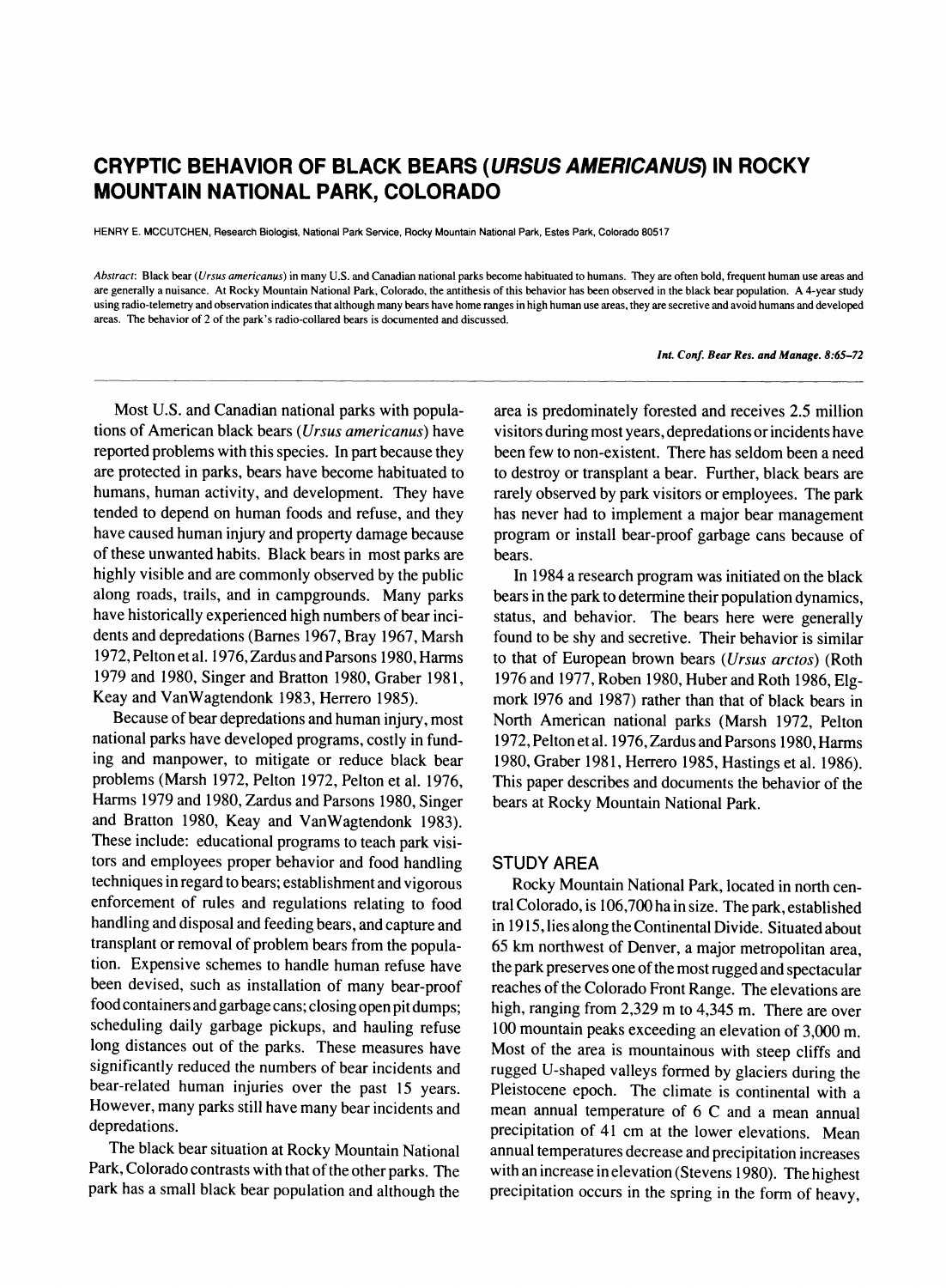# CRYPTIC BEHAVIOR OF BLACK BEARS (*URSUS AMERICANUS*) IN ROCKY MOUNTAIN NATIONAL PARK, COLORADO

HENRY E. MCCUTCHEN, Research Biologist, National Park Service, Rocky Mountain National Park, Estes Park, Colorado 80517

*Abstract*: Black bear (*Ursus americanus*) in many U.S. and Canadian national parks become habituated to humans. They are often bold, frequent human use areas and are generally a nuisance. At Rocky Mountain National Park, Colorado, the antithesis of this behavior has been observed in the black bear population. A 4-year study using radio-telemetry and observation indicates that although many bears have home ranges in high human use areas, they are secretive and avoid humans and developed areas. The behavior of 2 of the park's radio-collared bears is documented and discussed.

*Int. Conf. Bear Res. and Manage. 8:65–72*

Most U.S. and Canadian national parks with populations of American black bears (*Ursus americanus*) have reported problems with this species. In part because they are protected in parks, bears have become habituated to humans, human activity, and development. They have tended to depend on human foods and refuse, and they have caused human injury and property damage because of these unwanted habits. Black bears in most parks are highly visible and are commonly observed by the public along roads, trails, and in campgrounds. Many parks have historically experienced high numbers of bear incidents and depredations (Barnes 1967, Bray 1967, Marsh 1972, Pelton et al. 1976, Zardus and Parsons 1980, Harms 1979 and 1980, Singer and Bratton 1980, Graber 1981, Keay and VanWagtendonk 1983, Herrero 1985).

Because of bear depredations and human injury, most national parks have developed programs, costly in funding and manpower, to mitigate or reduce black bear problems (Marsh 1972, Pelton 1972, Pelton et al. 1976, Harms 1979 and 1980, Zardus and Parsons 1980, Singer and Bratton 1980, Keay and VanWagtendonk 1983). These include: educational programs to teach park visitors and employees proper behavior and food handling techniques in regard to bears; establishment and vigorous enforcement of rules and regulations relating to food handling and disposal and feeding bears, and capture and transplant or removal of problem bears from the population. Expensive schemes to handle human refuse have been devised, such as installation of many bear-proof food containers and garbage cans; closing open pit dumps; scheduling daily garbage pickups, and hauling refuse long distances out of the parks. These measures have significantly reduced the numbers of bear incidents and bear-related human injuries over the past 15 years. However, many parks still have many bear incidents and depredations.

The black bear situation at Rocky Mountain National Park, Colorado contrasts with that of the other parks. The park has a small black bear population and although the area is predominately forested and receives 2.5 million visitors during most years, depredations or incidents have been few to non-existent. There has seldom been a need to destroy or transplant a bear. Further, black bears are rarely observed by park visitors or employees. The park has never had to implement a major bear management program or install bear-proof garbage cans because of bears.

In 1984 a research program was initiated on the black bears in the park to determine their population dynamics, status, and behavior. The bears here were generally found to be shy and secretive. Their behavior is similar to that of European brown bears (*Ursus arctos*) (Roth 1976 and 1977, Roben 1980, Huber and Roth 1986, Elgmork 1976 and 1987) rather than that of black bears in North American national parks (Marsh 1972, Pelton 1972, Pelton et al. 1976, Zardus and Parsons 1980, Harms 1980, Graber 1981, Herrero 1985, Hastings et al. 1986). This paper describes and documents the behavior of the bears at Rocky Mountain National Park.

## STUDY AREA

Rocky Mountain National Park, located in north central Colorado, is 106,700 ha in size. The park, established in 1915, lies along the Continental Divide. Situated about 65 km northwest of Denver, a major metropolitan area, the park preserves one of the most rugged and spectacular reaches of the Colorado Front Range. The elevations are high, ranging from 2,329 m to 4,345 m. There are over 100 mountain peaks exceeding an elevation of 3,000 m. Most of the area is mountainous with steep cliffs and rugged U-shaped valleys formed by glaciers during the Pleistocene epoch. The climate is continental with a mean annual temperature of 6 C and a mean annual precipitation of 41 cm at the lower elevations. Mean annual temperatures decrease and precipitation increases with an increase in elevation (Stevens 1980). The highest precipitation occurs in the spring in the form of heavy,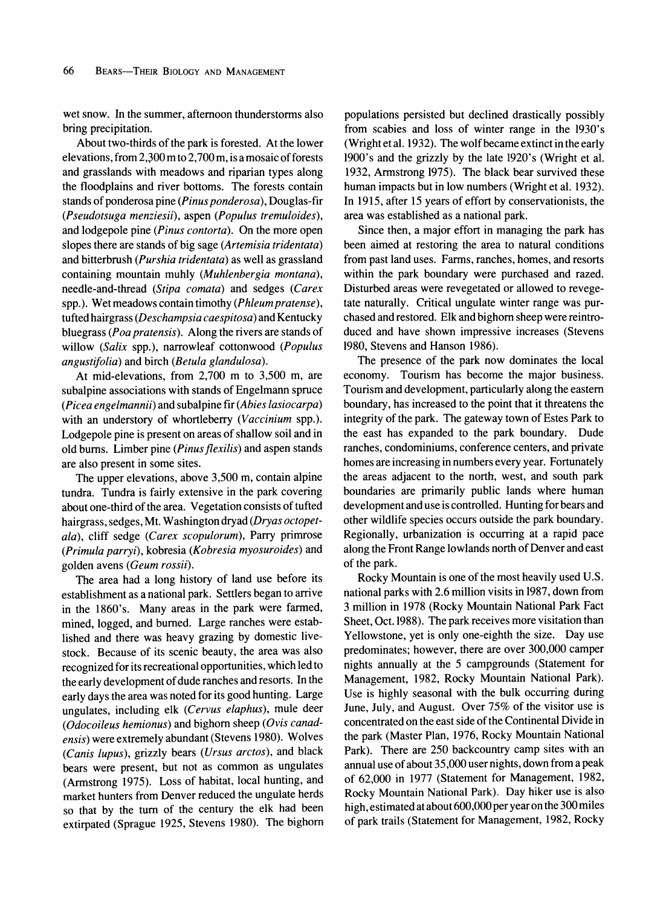wet snow. In the summer, afternoon thunderstorms also bring precipitation.

About two-thirds of the park is forested. At the lower elevations, from 2,300 m to 2,700 m, is a mosaic of forests and grasslands with meadows and riparian types along the floodplains and river bottoms. The forests contain stands of ponderosa pine (*Pinus ponderosa*), Douglas-fir (*Pseudotsuga menziesii*), aspen (*Populus tremuloides*), and lodgepole pine (*Pinus contorta*). On the more open slopes there are stands of big sage (*Artemisia tridentata*) and bitterbrush (*Purshia tridentata*) as well as grassland containing mountain muhly (*Muhlenbergia montana*), needle-and-thread (*Stipa comata*) and sedges (*Carex* spp.). Wet meadows contain timothy (*Phleum pratense*), tufted hairgrass (*Deschampsia caespitosa*) and Kentucky bluegrass (*Poa pratensis*). Along the rivers are stands of willow (*Salix* spp.), narrowleaf cottonwood (*Populus angustifolia*) and birch (*Betula glandulosa*).

At mid-elevations, from 2,700 m to 3,500 m, are subalpine associations with stands of Engelmann spruce (*Picea engelmannii*) and subalpine fir (*Abies lasiocarpa*) with an understory of whortleberry (*Vaccinium* spp.). Lodgepole pine is present on areas of shallow soil and in old burns. Limber pine (*Pinus flexilis*) and aspen stands are also present in some sites.

The upper elevations, above 3,500 m, contain alpine tundra. Tundra is fairly extensive in the park covering about one-third of the area. Vegetation consists of tufted hairgrass, sedges, Mt. Washington dryad (*Dryas octopetala*), cliff sedge (*Carex scopulorum*), Parry primrose (*Primula parryi*), kobresia (*Kobresia myosuroides*) and golden avens (*Geum rossii*).

The area had a long history of land use before its establishment as a national park. Settlers began to arrive in the 1860's. Many areas in the park were farmed, mined, logged, and burned. Large ranches were established and there was heavy grazing by domestic livestock. Because of its scenic beauty, the area was also recognized for its recreational opportunities, which led to the early development of dude ranches and resorts. In the early days the area was noted for its good hunting. Large ungulates, including elk (*Cervus elaphus*), mule deer (*Odocoileus hemionus*) and bighorn sheep (*Ovis canadensis*) were extremely abundant (Stevens 1980). Wolves (*Canis lupus*), grizzly bears (*Ursus arctos*), and black bears were present, but not as common as ungulates (Armstrong 1975). Loss of habitat, local hunting, and market hunters from Denver reduced the ungulate herds so that by the turn of the century the elk had been extirpated (Sprague 1925, Stevens 1980). The bighorn populations persisted but declined drastically possibly from scabies and loss of winter range in the 1930's (Wright et al. 1932). The wolf became extinct in the early 1900's and the grizzly by the late 1920's (Wright et al. 1932, Armstrong 1975). The black bear survived these human impacts but in low numbers (Wright et al. 1932). In 1915, after 15 years of effort by conservationists, the area was established as a national park.

Since then, a major effort in managing the park has been aimed at restoring the area to natural conditions from past land uses. Farms, ranches, homes, and resorts within the park boundary were purchased and razed. Disturbed areas were revegetated or allowed to revegetate naturally. Critical ungulate winter range was purchased and restored. Elk and bighorn sheep were reintroduced and have shown impressive increases (Stevens 1980, Stevens and Hanson 1986).

The presence of the park now dominates the local economy. Tourism has become the major business. Tourism and development, particularly along the eastern boundary, has increased to the point that it threatens the integrity of the park. The gateway town of Estes Park to the east has expanded to the park boundary. Dude ranches, condominiums, conference centers, and private homes are increasing in numbers every year. Fortunately the areas adjacent to the north, west, and south park boundaries are primarily public lands where human development and use is controlled. Hunting for bears and other wildlife species occurs outside the park boundary. Regionally, urbanization is occurring at a rapid pace along the Front Range lowlands north of Denver and east of the park.

Rocky Mountain is one of the most heavily used U.S. national parks with 2.6 million visits in 1987, down from 3 million in 1978 (Rocky Mountain National Park Fact Sheet, Oct. 1988). The park receives more visitation than Yellowstone, yet is only one-eighth the size. Day use predominates; however, there are over 300,000 camper nights annually at the 5 campgrounds (Statement for Management, 1982, Rocky Mountain National Park). Use is highly seasonal with the bulk occurring during June, July, and August. Over 75% of the visitor use is concentrated on the east side of the Continental Divide in the park (Master Plan, 1976, Rocky Mountain National Park). There are 250 backcountry camp sites with an annual use of about 35,000 user nights, down from a peak of 62,000 in 1977 (Statement for Management, 1982, Rocky Mountain National Park). Day hiker use is also high, estimated at about 600,000 per year on the 300 miles of park trails (Statement for Management, 1982, Rocky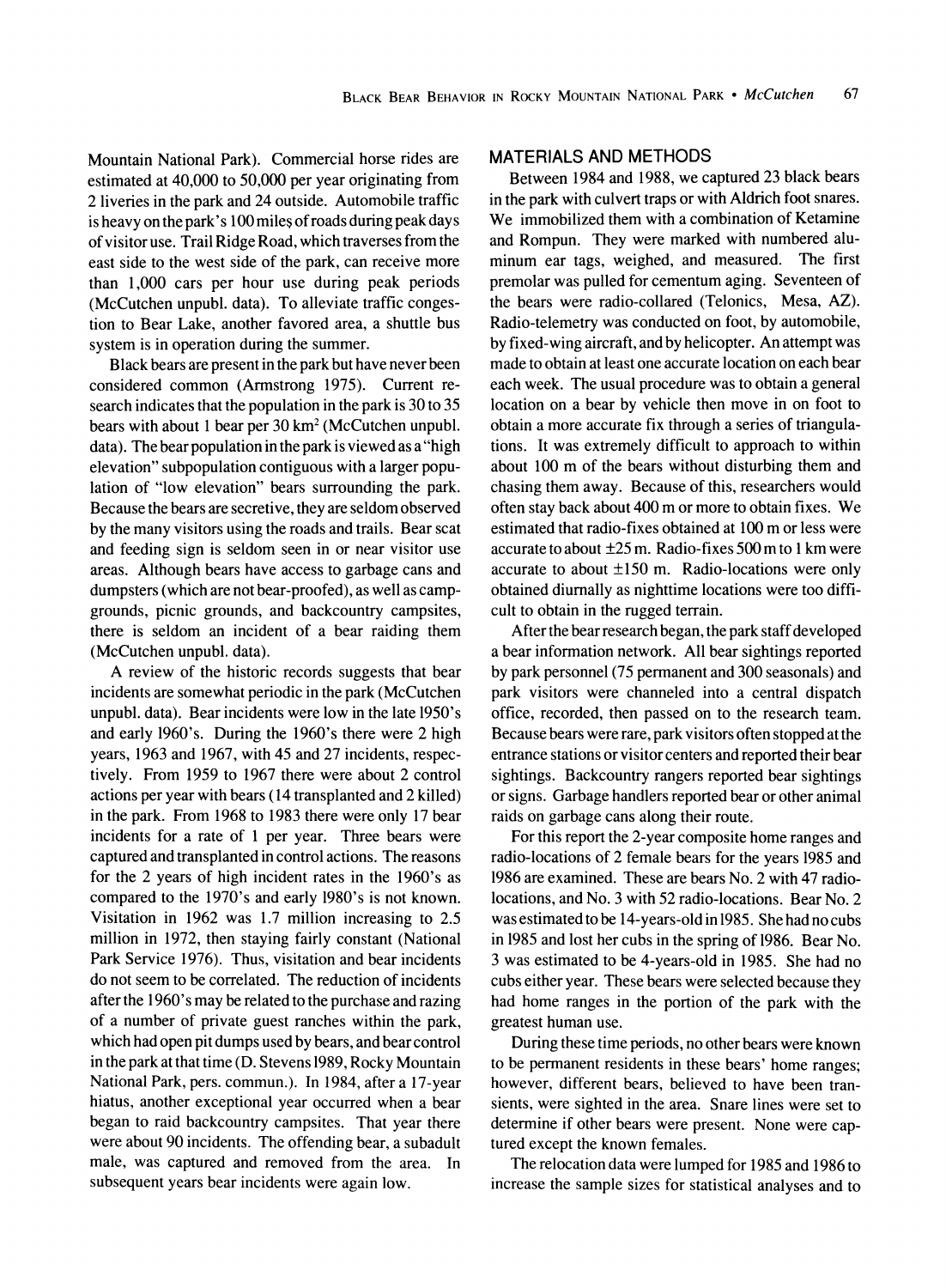Mountain National Park). Commercial horse rides are estimated at 40,000 to 50,000 per year originating from 2 liveries in the park and 24 outside. Automobile traffic is heavy on the park's 100 miles of roads during peak days of visitor use. Trail Ridge Road, which traverses from the east side to the west side of the park, can receive more than 1,000 cars per hour use during peak periods (McCutchen unpubl. data). To alleviate traffic congestion to Bear Lake, another favored area, a shuttle bus system is in operation during the summer.

Black bears are present in the park but have never been considered common (Armstrong 1975). Current research indicates that the population in the park is 30 to 35 bears with about 1 bear per 30 km$^2$ (McCutchen unpubl. data). The bear population in the park is viewed as a "high elevation" subpopulation contiguous with a larger population of "low elevation" bears surrounding the park. Because the bears are secretive, they are seldom observed by the many visitors using the roads and trails. Bear scat and feeding sign is seldom seen in or near visitor use areas. Although bears have access to garbage cans and dumpsters (which are not bear-proofed), as well as campgrounds, picnic grounds, and backcountry campsites, there is seldom an incident of a bear raiding them (McCutchen unpubl. data).

A review of the historic records suggests that bear incidents are somewhat periodic in the park (McCutchen unpubl. data). Bear incidents were low in the late 1950's and early 1960's. During the 1960's there were 2 high years, 1963 and 1967, with 45 and 27 incidents, respectively. From 1959 to 1967 there were about 2 control actions per year with bears (14 transplanted and 2 killed) in the park. From 1968 to 1983 there were only 17 bear incidents for a rate of 1 per year. Three bears were captured and transplanted in control actions. The reasons for the 2 years of high incident rates in the 1960's as compared to the 1970's and early 1980's is not known. Visitation in 1962 was 1.7 million increasing to 2.5 million in 1972, then staying fairly constant (National Park Service 1976). Thus, visitation and bear incidents do not seem to be correlated. The reduction of incidents after the 1960's may be related to the purchase and razing of a number of private guest ranches within the park, which had open pit dumps used by bears, and bear control in the park at that time (D. Stevens 1989, Rocky Mountain National Park, pers. commun.). In 1984, after a 17-year hiatus, another exceptional year occurred when a bear began to raid backcountry campsites. That year there were about 90 incidents. The offending bear, a subadult male, was captured and removed from the area. In subsequent years bear incidents were again low.

## MATERIALS AND METHODS

Between 1984 and 1988, we captured 23 black bears in the park with culvert traps or with Aldrich foot snares. We immobilized them with a combination of Ketamine and Rompun. They were marked with numbered aluminum ear tags, weighed, and measured. The first premolar was pulled for cementum aging. Seventeen of the bears were radio-collared (Telonics, Mesa, AZ). Radio-telemetry was conducted on foot, by automobile, by fixed-wing aircraft, and by helicopter. An attempt was made to obtain at least one accurate location on each bear each week. The usual procedure was to obtain a general location on a bear by vehicle then move in on foot to obtain a more accurate fix through a series of triangulations. It was extremely difficult to approach to within about 100 m of the bears without disturbing them and chasing them away. Because of this, researchers would often stay back about 400 m or more to obtain fixes. We estimated that radio-fixes obtained at 100 m or less were accurate to about ±25 m. Radio-fixes 500 m to 1 km were accurate to about ±150 m. Radio-locations were only obtained diurnally as nighttime locations were too difficult to obtain in the rugged terrain.

After the bear research began, the park staff developed a bear information network. All bear sightings reported by park personnel (75 permanent and 300 seasonals) and park visitors were channeled into a central dispatch office, recorded, then passed on to the research team. Because bears were rare, park visitors often stopped at the entrance stations or visitor centers and reported their bear sightings. Backcountry rangers reported bear sightings or signs. Garbage handlers reported bear or other animal raids on garbage cans along their route.

For this report the 2-year composite home ranges and radio-locations of 2 female bears for the years 1985 and 1986 are examined. These are bears No. 2 with 47 radio-locations, and No. 3 with 52 radio-locations. Bear No. 2 was estimated to be 14-years-old in 1985. She had no cubs in 1985 and lost her cubs in the spring of 1986. Bear No. 3 was estimated to be 4-years-old in 1985. She had no cubs either year. These bears were selected because they had home ranges in the portion of the park with the greatest human use.

During these time periods, no other bears were known to be permanent residents in these bears' home ranges; however, different bears, believed to have been transients, were sighted in the area. Snare lines were set to determine if other bears were present. None were captured except the known females.

The relocation data were lumped for 1985 and 1986 to increase the sample sizes for statistical analyses and to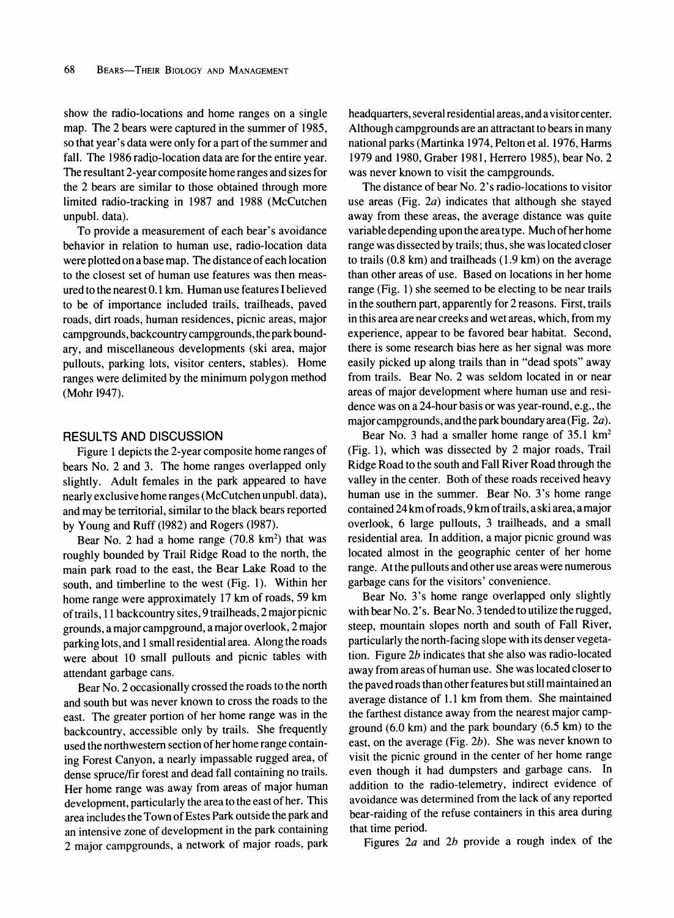show the radio-locations and home ranges on a single map. The 2 bears were captured in the summer of 1985, so that year's data were only for a part of the summer and fall. The 1986 radio-location data are for the entire year. The resultant 2-year composite home ranges and sizes for the 2 bears are similar to those obtained through more limited radio-tracking in 1987 and 1988 (McCutchen unpubl. data).

To provide a measurement of each bear's avoidance behavior in relation to human use, radio-location data were plotted on a base map. The distance of each location to the closest set of human use features was then measured to the nearest 0.1 km. Human use features I believed to be of importance included trails, trailheads, paved roads, dirt roads, human residences, picnic areas, major campgrounds, backcountry campgrounds, the park boundary, and miscellaneous developments (ski area, major pullouts, parking lots, visitor centers, stables). Home ranges were delimited by the minimum polygon method (Mohr 1947).

## RESULTS AND DISCUSSION

Figure 1 depicts the 2-year composite home ranges of bears No. 2 and 3. The home ranges overlapped only slightly. Adult females in the park appeared to have nearly exclusive home ranges (McCutchen unpubl. data), and may be territorial, similar to the black bears reported by Young and Ruff (1982) and Rogers (1987).

Bear No. 2 had a home range (70.8 km$^2$) that was roughly bounded by Trail Ridge Road to the north, the main park road to the east, the Bear Lake Road to the south, and timberline to the west (Fig. 1). Within her home range were approximately 17 km of roads, 59 km of trails, 11 backcountry sites, 9 trailheads, 2 major picnic grounds, a major campground, a major overlook, 2 major parking lots, and 1 small residential area. Along the roads were about 10 small pullouts and picnic tables with attendant garbage cans.

Bear No. 2 occasionally crossed the roads to the north and south but was never known to cross the roads to the east. The greater portion of her home range was in the backcountry, accessible only by trails. She frequently used the northwestern section of her home range containing Forest Canyon, a nearly impassable rugged area, of dense spruce/fir forest and dead fall containing no trails. Her home range was away from areas of major human development, particularly the area to the east of her. This area includes the Town of Estes Park outside the park and an intensive zone of development in the park containing 2 major campgrounds, a network of major roads, park headquarters, several residential areas, and a visitor center. Although campgrounds are an attractant to bears in many national parks (Martinka 1974, Pelton et al. 1976, Harms 1979 and 1980, Graber 1981, Herrero 1985), bear No. 2 was never known to visit the campgrounds.

The distance of bear No. 2's radio-locations to visitor use areas (Fig. 2*a*) indicates that although she stayed away from these areas, the average distance was quite variable depending upon the area type. Much of her home range was dissected by trails; thus, she was located closer to trails (0.8 km) and trailheads (1.9 km) on the average than other areas of use. Based on locations in her home range (Fig. 1) she seemed to be electing to be near trails in the southern part, apparently for 2 reasons. First, trails in this area are near creeks and wet areas, which, from my experience, appear to be favored bear habitat. Second, there is some research bias here as her signal was more easily picked up along trails than in "dead spots" away from trails. Bear No. 2 was seldom located in or near areas of major development where human use and residence was on a 24-hour basis or was year-round, e.g., the major campgrounds, and the park boundary area (Fig. 2*a*).

Bear No. 3 had a smaller home range of 35.1 km$^2$ (Fig. 1), which was dissected by 2 major roads, Trail Ridge Road to the south and Fall River Road through the valley in the center. Both of these roads received heavy human use in the summer. Bear No. 3's home range contained 24 km of roads, 9 km of trails, a ski area, a major overlook, 6 large pullouts, 3 trailheads, and a small residential area. In addition, a major picnic ground was located almost in the geographic center of her home range. At the pullouts and other use areas were numerous garbage cans for the visitors' convenience.

Bear No. 3's home range overlapped only slightly with bear No. 2's. Bear No. 3 tended to utilize the rugged, steep, mountain slopes north and south of Fall River, particularly the north-facing slope with its denser vegetation. Figure 2*b* indicates that she also was radio-located away from areas of human use. She was located closer to the paved roads than other features but still maintained an average distance of 1.1 km from them. She maintained the farthest distance away from the nearest major campground (6.0 km) and the park boundary (6.5 km) to the east, on the average (Fig. 2*b*). She was never known to visit the picnic ground in the center of her home range even though it had dumpsters and garbage cans. In addition to the radio-telemetry, indirect evidence of avoidance was determined from the lack of any reported bear-raiding of the refuse containers in this area during that time period.

Figures 2*a* and 2*b* provide a rough index of the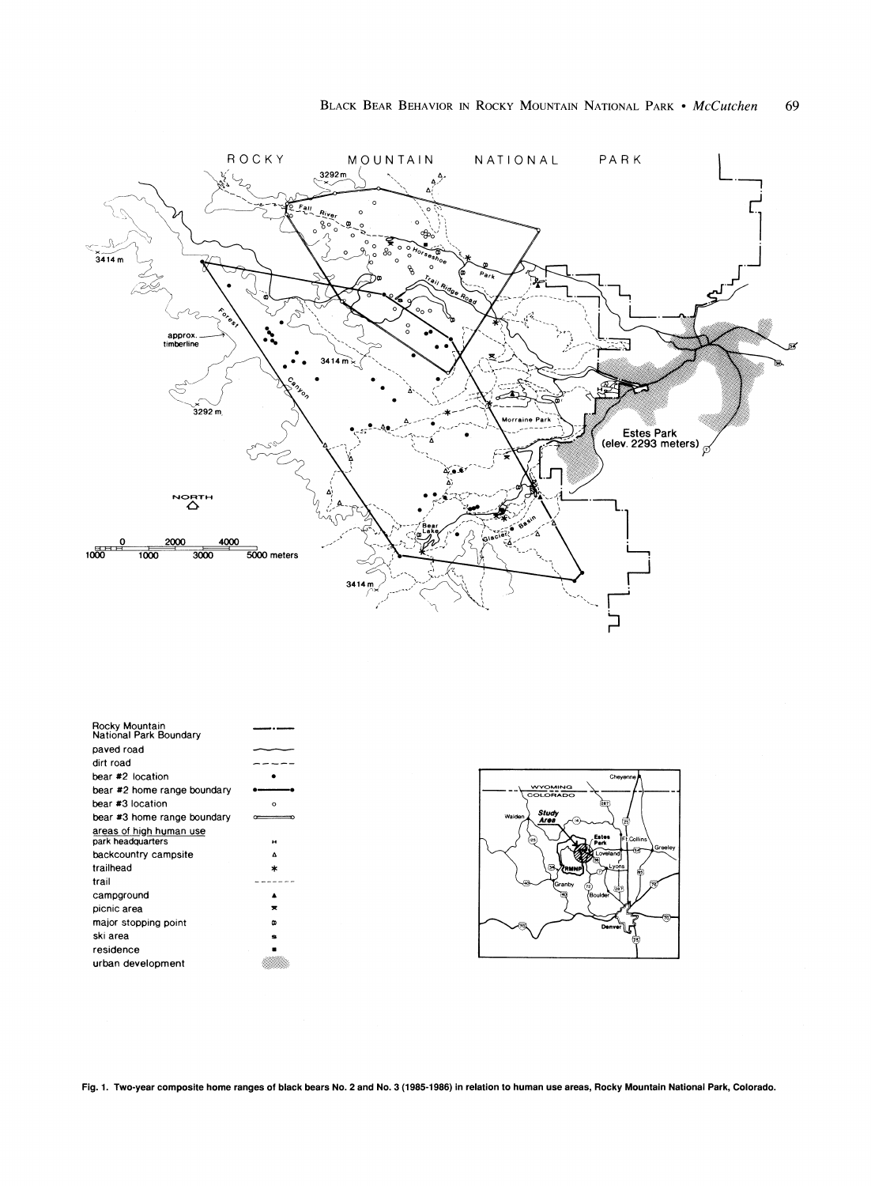ROCKY MOUNTAIN NATIONAL PARK

3292 m

3414 m

Fall River

Horseshoe

Park

Trail Ridge Road

approx. timberline

Forest

Canyon

3414 m

3292 m

Morraine Park

Estes Park (elev. 2293 meters)

NORTH

Bear Lake

Glacier Basin

0 2000 4000

1000 1000 3000 5000 meters

3414 m

Rocky Mountain National Park Boundary

paved road

dirt road

bear #2 location

bear #2 home range boundary

bear #3 location

bear #3 home range boundary

areas of high human use

park headquarters

backcountry campsite

trailhead

trail

campground

picnic area

major stopping point

ski area

residence

urban development

WYOMING

COLORADO

Cheyenne

Walden

Study Area

Estes Park

Ft Collins

Greeley

Loveland

Lyons

RMNP

Granby

Boulder

Denver

Fig. 1. Two-year composite home ranges of black bears No. 2 and No. 3 (1985-1986) in relation to human use areas, Rocky Mountain National Park, Colorado.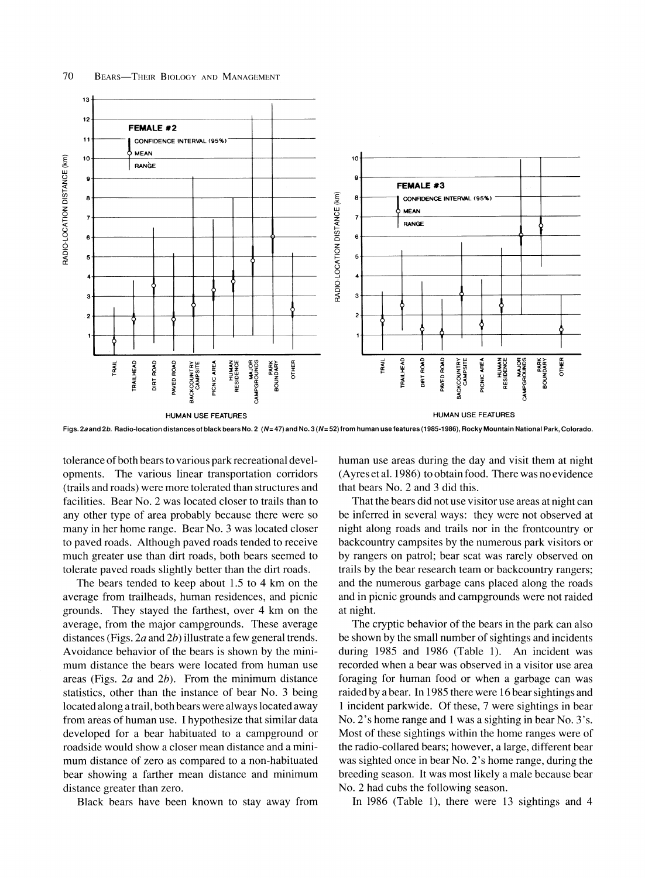FEMALE #2

CONFIDENCE INTERVAL (95%)

MEAN

RANGE

RADIO-LOCATION DISTANCE (km)

13
12
11
10
9
8
7
6
5
4
3
2
1

TRAIL
TRAILHEAD
DIRT ROAD
PAVED ROAD
BACKCOUNTRY CAMPSITE
PICNIC AREA
HUMAN RESIDENCE
MAJOR CAMPGROUNDS
PARK BOUNDARY
OTHER

HUMAN USE FEATURES

FEMALE #3

CONFIDENCE INTERVAL (95%)

MEAN

RANGE

RADIO-LOCATION DISTANCE (km)

10
9
8
7
6
5
4
3
2
1

TRAIL
TRAILHEAD
DIRT ROAD
PAVED ROAD
BACKCOUNTRY CAMPSITE
PICNIC AREA
HUMAN RESIDENCE
MAJOR CAMPGROUNDS
PARK BOUNDARY
OTHER

HUMAN USE FEATURES

Figs. 2*a* and 2*b*. Radio-location distances of black bears No. 2 ($N = 47$) and No. 3 ($N = 52$) from human use features (1985-1986), Rocky Mountain National Park, Colorado.

tolerance of both bears to various park recreational developments. The various linear transportation corridors (trails and roads) were more tolerated than structures and facilities. Bear No. 2 was located closer to trails than to any other type of area probably because there were so many in her home range. Bear No. 3 was located closer to paved roads. Although paved roads tended to receive much greater use than dirt roads, both bears seemed to tolerate paved roads slightly better than the dirt roads.

The bears tended to keep about 1.5 to 4 km on the average from trailheads, human residences, and picnic grounds. They stayed the farthest, over 4 km on the average, from the major campgrounds. These average distances (Figs. 2*a* and 2*b*) illustrate a few general trends. Avoidance behavior of the bears is shown by the minimum distance the bears were located from human use areas (Figs. 2*a* and 2*b*). From the minimum distance statistics, other than the instance of bear No. 3 being located along a trail, both bears were always located away from areas of human use. I hypothesize that similar data developed for a bear habituated to a campground or roadside would show a closer mean distance and a minimum distance of zero as compared to a non-habituated bear showing a farther mean distance and minimum distance greater than zero.

Black bears have been known to stay away from human use areas during the day and visit them at night (Ayres et al. 1986) to obtain food. There was no evidence that bears No. 2 and 3 did this.

That the bears did not use visitor use areas at night can be inferred in several ways: they were not observed at night along roads and trails nor in the frontcountry or backcountry campsites by the numerous park visitors or by rangers on patrol; bear scat was rarely observed on trails by the bear research team or backcountry rangers; and the numerous garbage cans placed along the roads and in picnic grounds and campgrounds were not raided at night.

The cryptic behavior of the bears in the park can also be shown by the small number of sightings and incidents during 1985 and 1986 (Table 1). An incident was recorded when a bear was observed in a visitor use area foraging for human food or when a garbage can was raided by a bear. In 1985 there were 16 bear sightings and 1 incident parkwide. Of these, 7 were sightings in bear No. 2's home range and 1 was a sighting in bear No. 3's. Most of these sightings within the home ranges were of the radio-collared bears; however, a large, different bear was sighted once in bear No. 2's home range, during the breeding season. It was most likely a male because bear No. 2 had cubs the following season.

In 1986 (Table 1), there were 13 sightings and 4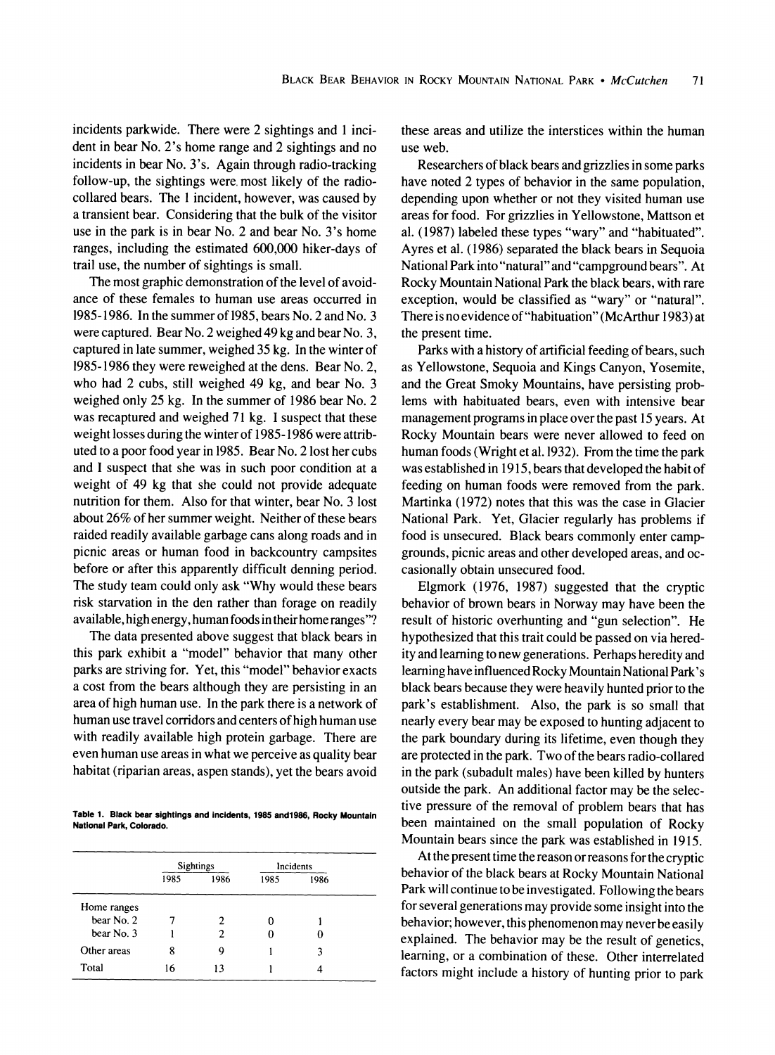incidents parkwide. There were 2 sightings and 1 incident in bear No. 2's home range and 2 sightings and no incidents in bear No. 3's. Again through radio-tracking follow-up, the sightings were most likely of the radio-collared bears. The 1 incident, however, was caused by a transient bear. Considering that the bulk of the visitor use in the park is in bear No. 2 and bear No. 3's home ranges, including the estimated 600,000 hiker-days of trail use, the number of sightings is small.

The most graphic demonstration of the level of avoidance of these females to human use areas occurred in 1985-1986. In the summer of 1985, bears No. 2 and No. 3 were captured. Bear No. 2 weighed 49 kg and bear No. 3, captured in late summer, weighed 35 kg. In the winter of 1985-1986 they were reweighed at the dens. Bear No. 2, who had 2 cubs, still weighed 49 kg, and bear No. 3 weighed only 25 kg. In the summer of 1986 bear No. 2 was recaptured and weighed 71 kg. I suspect that these weight losses during the winter of 1985-1986 were attributed to a poor food year in 1985. Bear No. 2 lost her cubs and I suspect that she was in such poor condition at a weight of 49 kg that she could not provide adequate nutrition for them. Also for that winter, bear No. 3 lost about 26% of her summer weight. Neither of these bears raided readily available garbage cans along roads and in picnic areas or human food in backcountry campsites before or after this apparently difficult denning period. The study team could only ask "Why would these bears risk starvation in the den rather than forage on readily available, high energy, human foods in their home ranges"?

The data presented above suggest that black bears in this park exhibit a "model" behavior that many other parks are striving for. Yet, this "model" behavior exacts a cost from the bears although they are persisting in an area of high human use. In the park there is a network of human use travel corridors and centers of high human use with readily available high protein garbage. There are even human use areas in what we perceive as quality bear habitat (riparian areas, aspen stands), yet the bears avoid these areas and utilize the interstices within the human use web.

**Table 1. Black bear sightings and incidents, 1985 and1986, Rocky Mountain National Park, Colorado.**

| | Sightings | | Incidents | |
|---|---|---|---|---|
| | 1985 | 1986 | 1985 | 1986 |
| Home ranges | | | | |
| bear No. 2 | 7 | 2 | 0 | 1 |
| bear No. 3 | 1 | 2 | 0 | 0 |
| Other areas | 8 | 9 | 1 | 3 |
| Total | 16 | 13 | 1 | 4 |

Researchers of black bears and grizzlies in some parks have noted 2 types of behavior in the same population, depending upon whether or not they visited human use areas for food. For grizzlies in Yellowstone, Mattson et al. (1987) labeled these types "wary" and "habituated". Ayres et al. (1986) separated the black bears in Sequoia National Park into "natural" and "campground bears". At Rocky Mountain National Park the black bears, with rare exception, would be classified as "wary" or "natural". There is no evidence of "habituation" (McArthur 1983) at the present time.

Parks with a history of artificial feeding of bears, such as Yellowstone, Sequoia and Kings Canyon, Yosemite, and the Great Smoky Mountains, have persisting problems with habituated bears, even with intensive bear management programs in place over the past 15 years. At Rocky Mountain bears were never allowed to feed on human foods (Wright et al. 1932). From the time the park was established in 1915, bears that developed the habit of feeding on human foods were removed from the park. Martinka (1972) notes that this was the case in Glacier National Park. Yet, Glacier regularly has problems if food is unsecured. Black bears commonly enter campgrounds, picnic areas and other developed areas, and occasionally obtain unsecured food.

Elgmork (1976, 1987) suggested that the cryptic behavior of brown bears in Norway may have been the result of historic overhunting and "gun selection". He hypothesized that this trait could be passed on via heredity and learning to new generations. Perhaps heredity and learning have influenced Rocky Mountain National Park's black bears because they were heavily hunted prior to the park's establishment. Also, the park is so small that nearly every bear may be exposed to hunting adjacent to the park boundary during its lifetime, even though they are protected in the park. Two of the bears radio-collared in the park (subadult males) have been killed by hunters outside the park. An additional factor may be the selective pressure of the removal of problem bears that has been maintained on the small population of Rocky Mountain bears since the park was established in 1915.

At the present time the reason or reasons for the cryptic behavior of the black bears at Rocky Mountain National Park will continue to be investigated. Following the bears for several generations may provide some insight into the behavior; however, this phenomenon may never be easily explained. The behavior may be the result of genetics, learning, or a combination of these. Other interrelated factors might include a history of hunting prior to park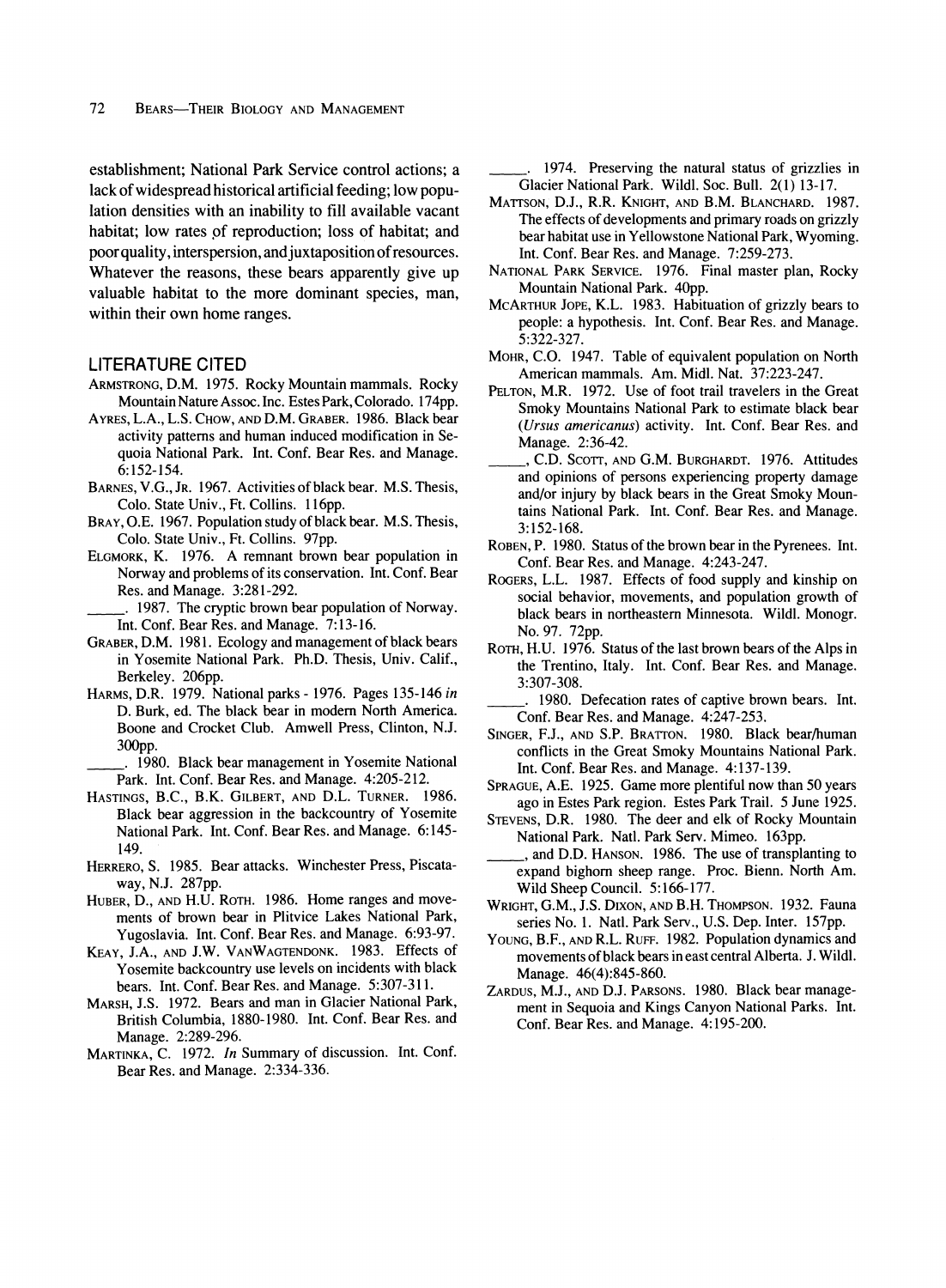establishment; National Park Service control actions; a lack of widespread historical artificial feeding; low population densities with an inability to fill available vacant habitat; low rates of reproduction; loss of habitat; and poor quality, interspersion, and juxtaposition of resources. Whatever the reasons, these bears apparently give up valuable habitat to the more dominant species, man, within their own home ranges.

## LITERATURE CITED

ARMSTRONG, D.M. 1975. Rocky Mountain mammals. Rocky Mountain Nature Assoc. Inc. Estes Park, Colorado. 174pp.

AYRES, L.A., L.S. CHOW, AND D.M. GRABER. 1986. Black bear activity patterns and human induced modification in Sequoia National Park. Int. Conf. Bear Res. and Manage. 6:152-154.

BARNES, V.G., JR. 1967. Activities of black bear. M.S. Thesis, Colo. State Univ., Ft. Collins. 116pp.

BRAY, O.E. 1967. Population study of black bear. M.S. Thesis, Colo. State Univ., Ft. Collins. 97pp.

ELGMORK, K. 1976. A remnant brown bear population in Norway and problems of its conservation. Int. Conf. Bear Res. and Manage. 3:281-292.

_____. 1987. The cryptic brown bear population of Norway. Int. Conf. Bear Res. and Manage. 7:13-16.

GRABER, D.M. 1981. Ecology and management of black bears in Yosemite National Park. Ph.D. Thesis, Univ. Calif., Berkeley. 206pp.

HARMS, D.R. 1979. National parks - 1976. Pages 135-146 *in* D. Burk, ed. The black bear in modern North America. Boone and Crocket Club. Amwell Press, Clinton, N.J. 300pp.

_____. 1980. Black bear management in Yosemite National Park. Int. Conf. Bear Res. and Manage. 4:205-212.

HASTINGS, B.C., B.K. GILBERT, AND D.L. TURNER. 1986. Black bear aggression in the backcountry of Yosemite National Park. Int. Conf. Bear Res. and Manage. 6:145-149.

HERRERO, S. 1985. Bear attacks. Winchester Press, Piscataway, N.J. 287pp.

HUBER, D., AND H.U. ROTH. 1986. Home ranges and movements of brown bear in Plitvice Lakes National Park, Yugoslavia. Int. Conf. Bear Res. and Manage. 6:93-97.

KEAY, J.A., AND J.W. VANWAGTENDONK. 1983. Effects of Yosemite backcountry use levels on incidents with black bears. Int. Conf. Bear Res. and Manage. 5:307-311.

MARSH, J.S. 1972. Bears and man in Glacier National Park, British Columbia, 1880-1980. Int. Conf. Bear Res. and Manage. 2:289-296.

MARTINKA, C. 1972. *In* Summary of discussion. Int. Conf. Bear Res. and Manage. 2:334-336.

_____. 1974. Preserving the natural status of grizzlies in Glacier National Park. Wildl. Soc. Bull. 2(1) 13-17.

MATTSON, D.J., R.R. KNIGHT, AND B.M. BLANCHARD. 1987. The effects of developments and primary roads on grizzly bear habitat use in Yellowstone National Park, Wyoming. Int. Conf. Bear Res. and Manage. 7:259-273.

NATIONAL PARK SERVICE. 1976. Final master plan, Rocky Mountain National Park. 40pp.

MCARTHUR JOPE, K.L. 1983. Habituation of grizzly bears to people: a hypothesis. Int. Conf. Bear Res. and Manage. 5:322-327.

MOHR, C.O. 1947. Table of equivalent population on North American mammals. Am. Midl. Nat. 37:223-247.

PELTON, M.R. 1972. Use of foot trail travelers in the Great Smoky Mountains National Park to estimate black bear (*Ursus americanus*) activity. Int. Conf. Bear Res. and Manage. 2:36-42.

_____, C.D. SCOTT, AND G.M. BURGHARDT. 1976. Attitudes and opinions of persons experiencing property damage and/or injury by black bears in the Great Smoky Mountains National Park. Int. Conf. Bear Res. and Manage. 3:152-168.

ROBEN, P. 1980. Status of the brown bear in the Pyrenees. Int. Conf. Bear Res. and Manage. 4:243-247.

ROGERS, L.L. 1987. Effects of food supply and kinship on social behavior, movements, and population growth of black bears in northeastern Minnesota. Wildl. Monogr. No. 97. 72pp.

ROTH, H.U. 1976. Status of the last brown bears of the Alps in the Trentino, Italy. Int. Conf. Bear Res. and Manage. 3:307-308.

_____. 1980. Defecation rates of captive brown bears. Int. Conf. Bear Res. and Manage. 4:247-253.

SINGER, F.J., AND S.P. BRATTON. 1980. Black bear/human conflicts in the Great Smoky Mountains National Park. Int. Conf. Bear Res. and Manage. 4:137-139.

SPRAGUE, A.E. 1925. Game more plentiful now than 50 years ago in Estes Park region. Estes Park Trail. 5 June 1925.

STEVENS, D.R. 1980. The deer and elk of Rocky Mountain National Park. Natl. Park Serv. Mimeo. 163pp.

_____, and D.D. HANSON. 1986. The use of transplanting to expand bighorn sheep range. Proc. Bienn. North Am. Wild Sheep Council. 5:166-177.

WRIGHT, G.M., J.S. DIXON, AND B.H. THOMPSON. 1932. Fauna series No. 1. Natl. Park Serv., U.S. Dep. Inter. 157pp.

YOUNG, B.F., AND R.L. RUFF. 1982. Population dynamics and movements of black bears in east central Alberta. J. Wildl. Manage. 46(4):845-860.

ZARDUS, M.J., AND D.J. PARSONS. 1980. Black bear management in Sequoia and Kings Canyon National Parks. Int. Conf. Bear Res. and Manage. 4:195-200.